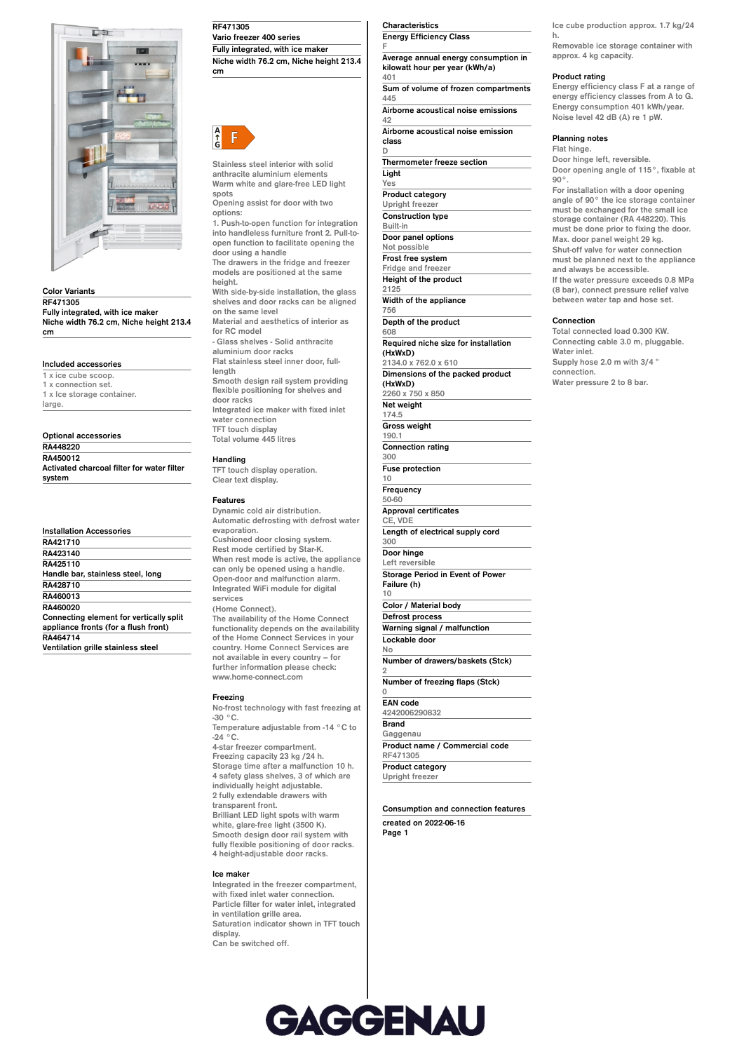## Color Variants

**RF471305**
Fully integrated, with ice maker
Niche width 76.2 cm, Niche height 213.4 cm

## Included accessories

1 x ice cube scoop.
1 x connection set.
1 x Ice storage container.
large.

## Optional accessories

**RA448220**
**RA450012**
Activated charcoal filter for water filter system

## Installation Accessories

**RA421710**
**RA423140**
**RA425110**
Handle bar, stainless steel, long
**RA428710**
**RA460013**
**RA460020**
Connecting element for vertically split appliance fronts (for a flush front)
**RA464714**
Ventilation grille stainless steel

# RF471305

**Vario freezer 400 series**
**Fully integrated, with ice maker**
**Niche width 76.2 cm, Niche height 213.4 cm**

A G F

Stainless steel interior with solid anthracite aluminium elements
Warm white and glare-free LED light spots
Opening assist for door with two options:
1. Push-to-open function for integration into handleless furniture front 2. Pull-to-open function to facilitate opening the door using a handle
The drawers in the fridge and freezer models are positioned at the same height.
With side-by-side installation, the glass shelves and door racks can be aligned on the same level
Material and aesthetics of interior as for RC model
- Glass shelves - Solid anthracite aluminium door racks
Flat stainless steel inner door, full-length
Smooth design rail system providing flexible positioning for shelves and door racks
Integrated ice maker with fixed inlet water connection
TFT touch display
Total volume 445 litres

## Handling

TFT touch display operation.
Clear text display.

## Features

Dynamic cold air distribution.
Automatic defrosting with defrost water evaporation.
Cushioned door closing system.
Rest mode certified by Star-K.
When rest mode is active, the appliance can only be opened using a handle.
Open-door and malfunction alarm.
Integrated WiFi module for digital services
(Home Connect).
The availability of the Home Connect functionality depends on the availability of the Home Connect Services in your country. Home Connect Services are not available in every country – for further information please check: www.home-connect.com

## Freezing

No-frost technology with fast freezing at -30 °C.
Temperature adjustable from -14 °C to -24 °C.
4-star freezer compartment.
Freezing capacity 23 kg /24 h.
Storage time after a malfunction 10 h.
4 safety glass shelves, 3 of which are individually height adjustable.
2 fully extendable drawers with transparent front.
Brilliant LED light spots with warm white, glare-free light (3500 K).
Smooth design door rail system with fully flexible positioning of door racks.
4 height-adjustable door racks.

## Ice maker

Integrated in the freezer compartment, with fixed inlet water connection.
Particle filter for water inlet, integrated in ventilation grille area.
Saturation indicator shown in TFT touch display.
Can be switched off.

## Characteristics

**Energy Efficiency Class**
F
**Average annual energy consumption in kilowatt hour per year (kWh/a)**
401
**Sum of volume of frozen compartments**
445
**Airborne acoustical noise emissions**
42
**Airborne acoustical noise emission class**
D
**Thermometer freeze section**
**Light**
Yes
**Product category**
Upright freezer
**Construction type**
Built-in
**Door panel options**
Not possible
**Frost free system**
Fridge and freezer
**Height of the product**
2125
**Width of the appliance**
756
**Depth of the product**
608
**Required niche size for installation (HxWxD)**
2134.0 x 762.0 x 610
**Dimensions of the packed product (HxWxD)**
2260 x 750 x 850
**Net weight**
174.5
**Gross weight**
190.1
**Connection rating**
300
**Fuse protection**
10
**Frequency**
50-60
**Approval certificates**
CE, VDE
**Length of electrical supply cord**
300
**Door hinge**
Left reversible
**Storage Period in Event of Power Failure (h)**
10
**Color / Material body**
**Defrost process**
**Warning signal / malfunction**
**Lockable door**
No
**Number of drawers/baskets (Stck)**
2
**Number of freezing flaps (Stck)**
0
**EAN code**
4242006290832
**Brand**
Gaggenau
**Product name / Commercial code**
RF471305
**Product category**
Upright freezer

**Consumption and connection features**

created on 2022-06-16

Ice cube production approx. 1.7 kg/24 h.
Removable ice storage container with approx. 4 kg capacity.

## Product rating

Energy efficiency class F at a range of energy efficiency classes from A to G.
Energy consumption 401 kWh/year.
Noise level 42 dB (A) re 1 pW.

## Planning notes

Flat hinge.
Door hinge left, reversible.
Door opening angle of 115°, fixable at 90°.
For installation with a door opening angle of 90° the ice storage container must be exchanged for the small ice storage container (RA 448220). This must be done prior to fixing the door.
Max. door panel weight 29 kg.
Shut-off valve for water connection must be planned next to the appliance and always be accessible.
If the water pressure exceeds 0.8 MPa (8 bar), connect pressure relief valve between water tap and hose set.

## Connection

Total connected load 0.300 KW.
Connecting cable 3.0 m, pluggable.
Water inlet.
Supply hose 2.0 m with 3/4 " connection.
Water pressure 2 to 8 bar.

GAGGENAU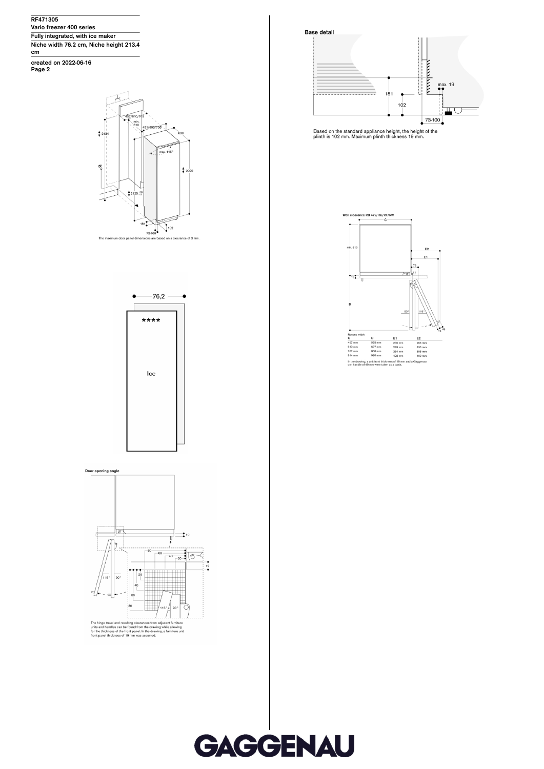RF471305

Vario freezer 400 series

Fully integrated, with ice maker

Niche width 76.2 cm, Niche height 213.4 cm

created on 2022-06-16

The maximum door panel dimensions are based on a clearance of 3 mm.

76,2

\*\*\*\*

Ice

Door opening angle

The hinge travel and resulting clearances from adjacent furniture units and handles can be found from the drawing while allowing for the thickness of the front panel. In the drawing, a furniture unit front panel thickness of 19 mm was assumed.

Base detail

Based on the standard appliance height, the height of the plinth is 102 mm. Maximum plinth thickness 19 mm.

Wall clearance RB 472/RC/RF/RW

| Recess width C | D | E1 | E2 |
|---|---|---|---|
| 457 mm | 525 mm | 235 mm | 265 mm |
| 610 mm | 677 mm | 299 mm | 330 mm |
| 762 mm | 830 mm | 364 mm | 395 mm |
| 914 mm | 980 mm | 429 mm | 460 mm |

In the drawing, a unit front thickness of 19 mm and a Gaggenau unit handle of 49 mm were taken as a basis.